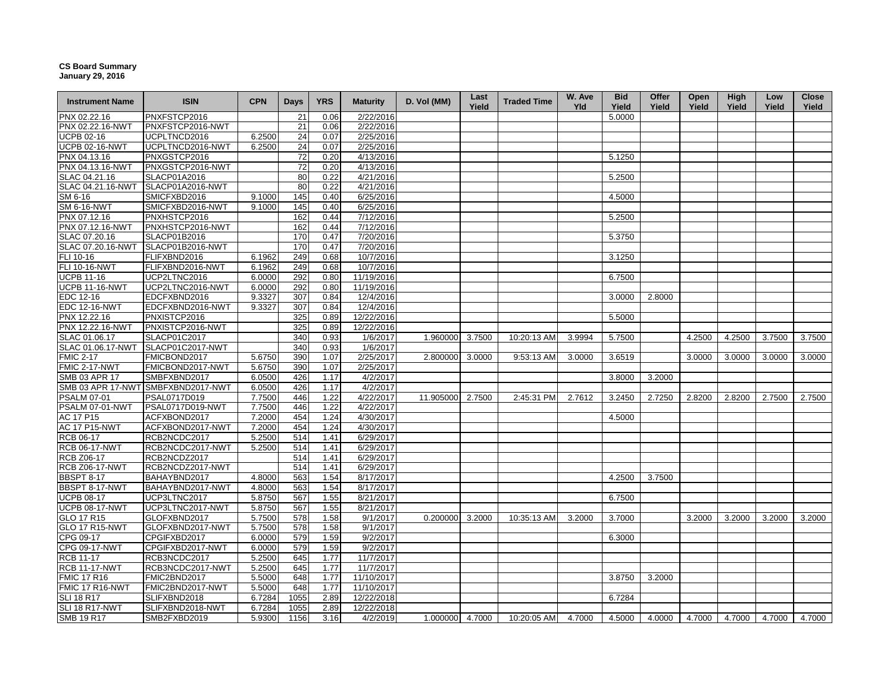**CS Board Summary**
**January 29, 2016**

| Instrument Name | ISIN | CPN | Days | YRS | Maturity | D. Vol (MM) | Last Yield | Traded Time | W. Ave Yld | Bid Yield | Offer Yield | Open Yield | High Yield | Low Yield | Close Yield |
|---|---|---|---|---|---|---|---|---|---|---|---|---|---|---|---|
| PNX 02.22.16 | PNXFSTCP2016 | | 21 | 0.06 | 2/22/2016 | | | | | 5.0000 | | | | | |
| PNX 02.22.16-NWT | PNXFSTCP2016-NWT | | 21 | 0.06 | 2/22/2016 | | | | | | | | | | |
| UCPB 02-16 | UCPLTNCD2016 | 6.2500 | 24 | 0.07 | 2/25/2016 | | | | | | | | | | |
| UCPB 02-16-NWT | UCPLTNCD2016-NWT | 6.2500 | 24 | 0.07 | 2/25/2016 | | | | | | | | | | |
| PNX 04.13.16 | PNXGSTCP2016 | | 72 | 0.20 | 4/13/2016 | | | | | 5.1250 | | | | | |
| PNX 04.13.16-NWT | PNXGSTCP2016-NWT | | 72 | 0.20 | 4/13/2016 | | | | | | | | | | |
| SLAC 04.21.16 | SLACP01A2016 | | 80 | 0.22 | 4/21/2016 | | | | | 5.2500 | | | | | |
| SLAC 04.21.16-NWT | SLACP01A2016-NWT | | 80 | 0.22 | 4/21/2016 | | | | | | | | | | |
| SM 6-16 | SMICFXBD2016 | 9.1000 | 145 | 0.40 | 6/25/2016 | | | | | 4.5000 | | | | | |
| SM 6-16-NWT | SMICFXBD2016-NWT | 9.1000 | 145 | 0.40 | 6/25/2016 | | | | | | | | | | |
| PNX 07.12.16 | PNXHSTCP2016 | | 162 | 0.44 | 7/12/2016 | | | | | 5.2500 | | | | | |
| PNX 07.12.16-NWT | PNXHSTCP2016-NWT | | 162 | 0.44 | 7/12/2016 | | | | | | | | | | |
| SLAC 07.20.16 | SLACP01B2016 | | 170 | 0.47 | 7/20/2016 | | | | | 5.3750 | | | | | |
| SLAC 07.20.16-NWT | SLACP01B2016-NWT | | 170 | 0.47 | 7/20/2016 | | | | | | | | | | |
| FLI 10-16 | FLIFXBND2016 | 6.1962 | 249 | 0.68 | 10/7/2016 | | | | | 3.1250 | | | | | |
| FLI 10-16-NWT | FLIFXBND2016-NWT | 6.1962 | 249 | 0.68 | 10/7/2016 | | | | | | | | | | |
| UCPB 11-16 | UCP2LTNC2016 | 6.0000 | 292 | 0.80 | 11/19/2016 | | | | | 6.7500 | | | | | |
| UCPB 11-16-NWT | UCP2LTNC2016-NWT | 6.0000 | 292 | 0.80 | 11/19/2016 | | | | | | | | | | |
| EDC 12-16 | EDCFXBND2016 | 9.3327 | 307 | 0.84 | 12/4/2016 | | | | | 3.0000 | 2.8000 | | | | |
| EDC 12-16-NWT | EDCFXBND2016-NWT | 9.3327 | 307 | 0.84 | 12/4/2016 | | | | | | | | | | |
| PNX 12.22.16 | PNXISTCP2016 | | 325 | 0.89 | 12/22/2016 | | | | | 5.5000 | | | | | |
| PNX 12.22.16-NWT | PNXISTCP2016-NWT | | 325 | 0.89 | 12/22/2016 | | | | | | | | | | |
| SLAC 01.06.17 | SLACP01C2017 | | 340 | 0.93 | 1/6/2017 | 1.960000 | 3.7500 | 10:20:13 AM | 3.9994 | 5.7500 | | 4.2500 | 4.2500 | 3.7500 | 3.7500 |
| SLAC 01.06.17-NWT | SLACP01C2017-NWT | | 340 | 0.93 | 1/6/2017 | | | | | | | | | | |
| FMIC 2-17 | FMICBOND2017 | 5.6750 | 390 | 1.07 | 2/25/2017 | 2.800000 | 3.0000 | 9:53:13 AM | 3.0000 | 3.6519 | | 3.0000 | 3.0000 | 3.0000 | 3.0000 |
| FMIC 2-17-NWT | FMICBOND2017-NWT | 5.6750 | 390 | 1.07 | 2/25/2017 | | | | | | | | | | |
| SMB 03 APR 17 | SMBFXBND2017 | 6.0500 | 426 | 1.17 | 4/2/2017 | | | | | 3.8000 | 3.2000 | | | | |
| SMB 03 APR 17-NWT | SMBFXBND2017-NWT | 6.0500 | 426 | 1.17 | 4/2/2017 | | | | | | | | | | |
| PSALM 07-01 | PSAL0717D019 | 7.7500 | 446 | 1.22 | 4/22/2017 | 11.905000 | 2.7500 | 2:45:31 PM | 2.7612 | 3.2450 | 2.7250 | 2.8200 | 2.8200 | 2.7500 | 2.7500 |
| PSALM 07-01-NWT | PSAL0717D019-NWT | 7.7500 | 446 | 1.22 | 4/22/2017 | | | | | | | | | | |
| AC 17 P15 | ACFXBOND2017 | 7.2000 | 454 | 1.24 | 4/30/2017 | | | | | 4.5000 | | | | | |
| AC 17 P15-NWT | ACFXBOND2017-NWT | 7.2000 | 454 | 1.24 | 4/30/2017 | | | | | | | | | | |
| RCB 06-17 | RCB2NCDC2017 | 5.2500 | 514 | 1.41 | 6/29/2017 | | | | | | | | | | |
| RCB 06-17-NWT | RCB2NCDC2017-NWT | 5.2500 | 514 | 1.41 | 6/29/2017 | | | | | | | | | | |
| RCB Z06-17 | RCB2NCDZ2017 | | 514 | 1.41 | 6/29/2017 | | | | | | | | | | |
| RCB Z06-17-NWT | RCB2NCDZ2017-NWT | | 514 | 1.41 | 6/29/2017 | | | | | | | | | | |
| BBSPT 8-17 | BAHAYBND2017 | 4.8000 | 563 | 1.54 | 8/17/2017 | | | | | 4.2500 | 3.7500 | | | | |
| BBSPT 8-17-NWT | BAHAYBND2017-NWT | 4.8000 | 563 | 1.54 | 8/17/2017 | | | | | | | | | | |
| UCPB 08-17 | UCP3LTNC2017 | 5.8750 | 567 | 1.55 | 8/21/2017 | | | | | 6.7500 | | | | | |
| UCPB 08-17-NWT | UCP3LTNC2017-NWT | 5.8750 | 567 | 1.55 | 8/21/2017 | | | | | | | | | | |
| GLO 17 R15 | GLOFXBND2017 | 5.7500 | 578 | 1.58 | 9/1/2017 | 0.200000 | 3.2000 | 10:35:13 AM | 3.2000 | 3.7000 | | 3.2000 | 3.2000 | 3.2000 | 3.2000 |
| GLO 17 R15-NWT | GLOFXBND2017-NWT | 5.7500 | 578 | 1.58 | 9/1/2017 | | | | | | | | | | |
| CPG 09-17 | CPGIFXBD2017 | 6.0000 | 579 | 1.59 | 9/2/2017 | | | | | 6.3000 | | | | | |
| CPG 09-17-NWT | CPGIFXBD2017-NWT | 6.0000 | 579 | 1.59 | 9/2/2017 | | | | | | | | | | |
| RCB 11-17 | RCB3NCDC2017 | 5.2500 | 645 | 1.77 | 11/7/2017 | | | | | | | | | | |
| RCB 11-17-NWT | RCB3NCDC2017-NWT | 5.2500 | 645 | 1.77 | 11/7/2017 | | | | | | | | | | |
| FMIC 17 R16 | FMIC2BND2017 | 5.5000 | 648 | 1.77 | 11/10/2017 | | | | | 3.8750 | 3.2000 | | | | |
| FMIC 17 R16-NWT | FMIC2BND2017-NWT | 5.5000 | 648 | 1.77 | 11/10/2017 | | | | | | | | | | |
| SLI 18 R17 | SLIFXBND2018 | 6.7284 | 1055 | 2.89 | 12/22/2018 | | | | | 6.7284 | | | | | |
| SLI 18 R17-NWT | SLIFXBND2018-NWT | 6.7284 | 1055 | 2.89 | 12/22/2018 | | | | | | | | | | |
| SMB 19 R17 | SMB2FXBD2019 | 5.9300 | 1156 | 3.16 | 4/2/2019 | 1.000000 | 4.7000 | 10:20:05 AM | 4.7000 | 4.5000 | 4.0000 | 4.7000 | 4.7000 | 4.7000 | 4.7000 |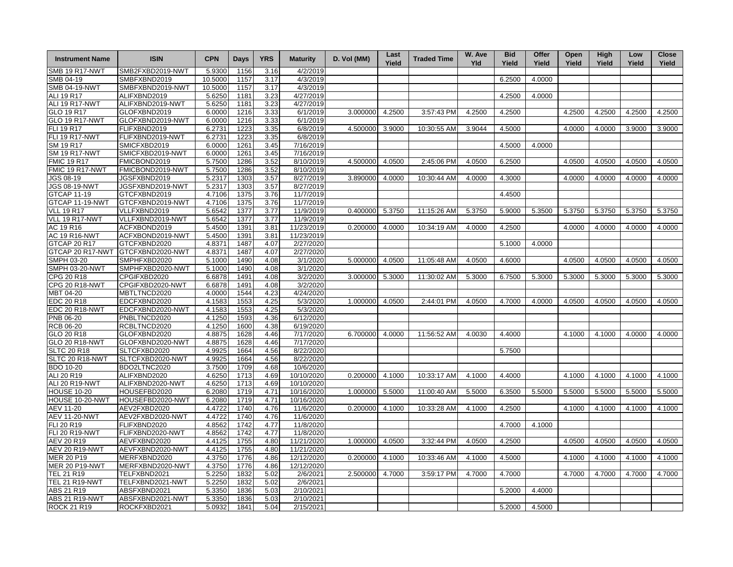| Instrument Name | ISIN | CPN | Days | YRS | Maturity | D. Vol (MM) | Last Yield | Traded Time | W. Ave Yld | Bid Yield | Offer Yield | Open Yield | High Yield | Low Yield | Close Yield |
|---|---|---|---|---|---|---|---|---|---|---|---|---|---|---|---|
| SMB 19 R17-NWT | SMB2FXBD2019-NWT | 5.9300 | 1156 | 3.16 | 4/2/2019 | | | | | | | | | | |
| SMB 04-19 | SMBFXBND2019 | 10.5000 | 1157 | 3.17 | 4/3/2019 | | | | | 6.2500 | 4.0000 | | | | |
| SMB 04-19-NWT | SMBFXBND2019-NWT | 10.5000 | 1157 | 3.17 | 4/3/2019 | | | | | | | | | | |
| ALI 19 R17 | ALIFXBND2019 | 5.6250 | 1181 | 3.23 | 4/27/2019 | | | | | 4.2500 | 4.0000 | | | | |
| ALI 19 R17-NWT | ALIFXBND2019-NWT | 5.6250 | 1181 | 3.23 | 4/27/2019 | | | | | | | | | | |
| GLO 19 R17 | GLOFXBND2019 | 6.0000 | 1216 | 3.33 | 6/1/2019 | 3.000000 | 4.2500 | 3:57:43 PM | 4.2500 | 4.2500 | | 4.2500 | 4.2500 | 4.2500 | 4.2500 |
| GLO 19 R17-NWT | GLOFXBND2019-NWT | 6.0000 | 1216 | 3.33 | 6/1/2019 | | | | | | | | | | |
| FLI 19 R17 | FLIFXBND2019 | 6.2731 | 1223 | 3.35 | 6/8/2019 | 4.500000 | 3.9000 | 10:30:55 AM | 3.9044 | 4.5000 | | 4.0000 | 4.0000 | 3.9000 | 3.9000 |
| FLI 19 R17-NWT | FLIFXBND2019-NWT | 6.2731 | 1223 | 3.35 | 6/8/2019 | | | | | | | | | | |
| SM 19 R17 | SMICFXBD2019 | 6.0000 | 1261 | 3.45 | 7/16/2019 | | | | | 4.5000 | 4.0000 | | | | |
| SM 19 R17-NWT | SMICFXBD2019-NWT | 6.0000 | 1261 | 3.45 | 7/16/2019 | | | | | | | | | | |
| FMIC 19 R17 | FMICBOND2019 | 5.7500 | 1286 | 3.52 | 8/10/2019 | 4.500000 | 4.0500 | 2:45:06 PM | 4.0500 | 6.2500 | | 4.0500 | 4.0500 | 4.0500 | 4.0500 |
| FMIC 19 R17-NWT | FMICBOND2019-NWT | 5.7500 | 1286 | 3.52 | 8/10/2019 | | | | | | | | | | |
| JGS 08-19 | JGSFXBND2019 | 5.2317 | 1303 | 3.57 | 8/27/2019 | 3.890000 | 4.0000 | 10:30:44 AM | 4.0000 | 4.3000 | | 4.0000 | 4.0000 | 4.0000 | 4.0000 |
| JGS 08-19-NWT | JGSFXBND2019-NWT | 5.2317 | 1303 | 3.57 | 8/27/2019 | | | | | | | | | | |
| GTCAP 11-19 | GTCFXBND2019 | 4.7106 | 1375 | 3.76 | 11/7/2019 | | | | | 4.4500 | | | | | |
| GTCAP 11-19-NWT | GTCFXBND2019-NWT | 4.7106 | 1375 | 3.76 | 11/7/2019 | | | | | | | | | | |
| VLL 19 R17 | VLLFXBND2019 | 5.6542 | 1377 | 3.77 | 11/9/2019 | 0.400000 | 5.3750 | 11:15:26 AM | 5.3750 | 5.9000 | 5.3500 | 5.3750 | 5.3750 | 5.3750 | 5.3750 |
| VLL 19 R17-NWT | VLLFXBND2019-NWT | 5.6542 | 1377 | 3.77 | 11/9/2019 | | | | | | | | | | |
| AC 19 R16 | ACFXBOND2019 | 5.4500 | 1391 | 3.81 | 11/23/2019 | 0.200000 | 4.0000 | 10:34:19 AM | 4.0000 | 4.2500 | | 4.0000 | 4.0000 | 4.0000 | 4.0000 |
| AC 19 R16-NWT | ACFXBOND2019-NWT | 5.4500 | 1391 | 3.81 | 11/23/2019 | | | | | | | | | | |
| GTCAP 20 R17 | GTCFXBND2020 | 4.8371 | 1487 | 4.07 | 2/27/2020 | | | | | 5.1000 | 4.0000 | | | | |
| GTCAP 20 R17-NWT | GTCFXBND2020-NWT | 4.8371 | 1487 | 4.07 | 2/27/2020 | | | | | | | | | | |
| SMPH 03-20 | SMPHFXBD2020 | 5.1000 | 1490 | 4.08 | 3/1/2020 | 5.000000 | 4.0500 | 11:05:48 AM | 4.0500 | 4.6000 | | 4.0500 | 4.0500 | 4.0500 | 4.0500 |
| SMPH 03-20-NWT | SMPHFXBD2020-NWT | 5.1000 | 1490 | 4.08 | 3/1/2020 | | | | | | | | | | |
| CPG 20 R18 | CPGIFXBD2020 | 6.6878 | 1491 | 4.08 | 3/2/2020 | 3.000000 | 5.3000 | 11:30:02 AM | 5.3000 | 6.7500 | 5.3000 | 5.3000 | 5.3000 | 5.3000 | 5.3000 |
| CPG 20 R18-NWT | CPGIFXBD2020-NWT | 6.6878 | 1491 | 4.08 | 3/2/2020 | | | | | | | | | | |
| MBT 04-20 | MBTLTNCD2020 | 4.0000 | 1544 | 4.23 | 4/24/2020 | | | | | | | | | | |
| EDC 20 R18 | EDCFXBND2020 | 4.1583 | 1553 | 4.25 | 5/3/2020 | 1.000000 | 4.0500 | 2:44:01 PM | 4.0500 | 4.7000 | 4.0000 | 4.0500 | 4.0500 | 4.0500 | 4.0500 |
| EDC 20 R18-NWT | EDCFXBND2020-NWT | 4.1583 | 1553 | 4.25 | 5/3/2020 | | | | | | | | | | |
| PNB 06-20 | PNBLTNCD2020 | 4.1250 | 1593 | 4.36 | 6/12/2020 | | | | | | | | | | |
| RCB 06-20 | RCBLTNCD2020 | 4.1250 | 1600 | 4.38 | 6/19/2020 | | | | | | | | | | |
| GLO 20 R18 | GLOFXBND2020 | 4.8875 | 1628 | 4.46 | 7/17/2020 | 6.700000 | 4.0000 | 11:56:52 AM | 4.0030 | 4.4000 | | 4.1000 | 4.1000 | 4.0000 | 4.0000 |
| GLO 20 R18-NWT | GLOFXBND2020-NWT | 4.8875 | 1628 | 4.46 | 7/17/2020 | | | | | | | | | | |
| SLTC 20 R18 | SLTCFXBD2020 | 4.9925 | 1664 | 4.56 | 8/22/2020 | | | | | 5.7500 | | | | | |
| SLTC 20 R18-NWT | SLTCFXBD2020-NWT | 4.9925 | 1664 | 4.56 | 8/22/2020 | | | | | | | | | | |
| BDO 10-20 | BDO2LTNC2020 | 3.7500 | 1709 | 4.68 | 10/6/2020 | | | | | | | | | | |
| ALI 20 R19 | ALIFXBND2020 | 4.6250 | 1713 | 4.69 | 10/10/2020 | 0.200000 | 4.1000 | 10:33:17 AM | 4.1000 | 4.4000 | | 4.1000 | 4.1000 | 4.1000 | 4.1000 |
| ALI 20 R19-NWT | ALIFXBND2020-NWT | 4.6250 | 1713 | 4.69 | 10/10/2020 | | | | | | | | | | |
| HOUSE 10-20 | HOUSEFBD2020 | 6.2080 | 1719 | 4.71 | 10/16/2020 | 1.000000 | 5.5000 | 11:00:40 AM | 5.5000 | 6.3500 | 5.5000 | 5.5000 | 5.5000 | 5.5000 | 5.5000 |
| HOUSE 10-20-NWT | HOUSEFBD2020-NWT | 6.2080 | 1719 | 4.71 | 10/16/2020 | | | | | | | | | | |
| AEV 11-20 | AEV2FXBD2020 | 4.4722 | 1740 | 4.76 | 11/6/2020 | 0.200000 | 4.1000 | 10:33:28 AM | 4.1000 | 4.2500 | | 4.1000 | 4.1000 | 4.1000 | 4.1000 |
| AEV 11-20-NWT | AEV2FXBD2020-NWT | 4.4722 | 1740 | 4.76 | 11/6/2020 | | | | | | | | | | |
| FLI 20 R19 | FLIFXBND2020 | 4.8562 | 1742 | 4.77 | 11/8/2020 | | | | | 4.7000 | 4.1000 | | | | |
| FLI 20 R19-NWT | FLIFXBND2020-NWT | 4.8562 | 1742 | 4.77 | 11/8/2020 | | | | | | | | | | |
| AEV 20 R19 | AEVFXBND2020 | 4.4125 | 1755 | 4.80 | 11/21/2020 | 1.000000 | 4.0500 | 3:32:44 PM | 4.0500 | 4.2500 | | 4.0500 | 4.0500 | 4.0500 | 4.0500 |
| AEV 20 R19-NWT | AEVFXBND2020-NWT | 4.4125 | 1755 | 4.80 | 11/21/2020 | | | | | | | | | | |
| MER 20 P19 | MERFXBND2020 | 4.3750 | 1776 | 4.86 | 12/12/2020 | 0.200000 | 4.1000 | 10:33:46 AM | 4.1000 | 4.5000 | | 4.1000 | 4.1000 | 4.1000 | 4.1000 |
| MER 20 P19-NWT | MERFXBND2020-NWT | 4.3750 | 1776 | 4.86 | 12/12/2020 | | | | | | | | | | |
| TEL 21 R19 | TELFXBND2021 | 5.2250 | 1832 | 5.02 | 2/6/2021 | 2.500000 | 4.7000 | 3:59:17 PM | 4.7000 | 4.7000 | | 4.7000 | 4.7000 | 4.7000 | 4.7000 |
| TEL 21 R19-NWT | TELFXBND2021-NWT | 5.2250 | 1832 | 5.02 | 2/6/2021 | | | | | | | | | | |
| ABS 21 R19 | ABSFXBND2021 | 5.3350 | 1836 | 5.03 | 2/10/2021 | | | | | 5.2000 | 4.4000 | | | | |
| ABS 21 R19-NWT | ABSFXBND2021-NWT | 5.3350 | 1836 | 5.03 | 2/10/2021 | | | | | | | | | | |
| ROCK 21 R19 | ROCKFXBD2021 | 5.0932 | 1841 | 5.04 | 2/15/2021 | | | | | 5.2000 | 4.5000 | | | | |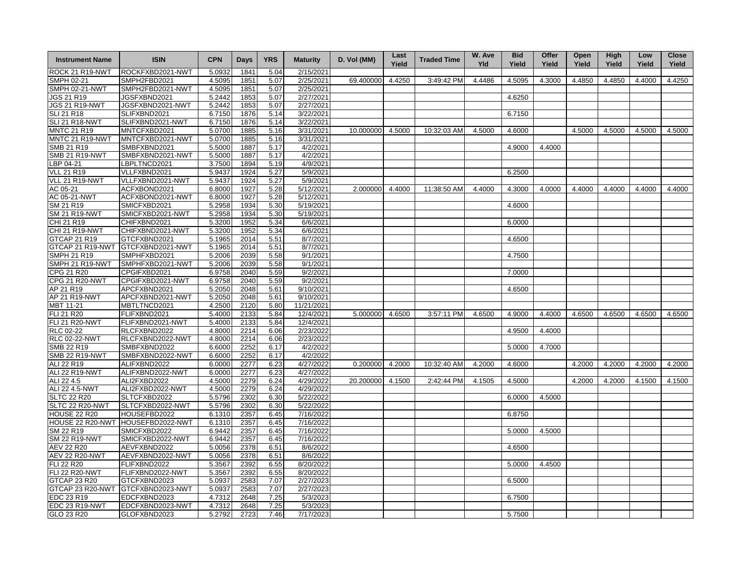| Instrument Name | ISIN | CPN | Days | YRS | Maturity | D. Vol (MM) | Last Yield | Traded Time | W. Ave Yld | Bid Yield | Offer Yield | Open Yield | High Yield | Low Yield | Close Yield |
|---|---|---|---|---|---|---|---|---|---|---|---|---|---|---|---|
| ROCK 21 R19-NWT | ROCKFXBD2021-NWT | 5.0932 | 1841 | 5.04 | 2/15/2021 | | | | | | | | | | |
| SMPH 02-21 | SMPH2FBD2021 | 4.5095 | 1851 | 5.07 | 2/25/2021 | 69.400000 | 4.4250 | 3:49:42 PM | 4.4486 | 4.5095 | 4.3000 | 4.4850 | 4.4850 | 4.4000 | 4.4250 |
| SMPH 02-21-NWT | SMPH2FBD2021-NWT | 4.5095 | 1851 | 5.07 | 2/25/2021 | | | | | | | | | | |
| JGS 21 R19 | JGSFXBND2021 | 5.2442 | 1853 | 5.07 | 2/27/2021 | | | | | 4.6250 | | | | | |
| JGS 21 R19-NWT | JGSFXBND2021-NWT | 5.2442 | 1853 | 5.07 | 2/27/2021 | | | | | | | | | | |
| SLI 21 R18 | SLIFXBND2021 | 6.7150 | 1876 | 5.14 | 3/22/2021 | | | | | 6.7150 | | | | | |
| SLI 21 R18-NWT | SLIFXBND2021-NWT | 6.7150 | 1876 | 5.14 | 3/22/2021 | | | | | | | | | | |
| MNTC 21 R19 | MNTCFXBD2021 | 5.0700 | 1885 | 5.16 | 3/31/2021 | 10.000000 | 4.5000 | 10:32:03 AM | 4.5000 | 4.6000 | | 4.5000 | 4.5000 | 4.5000 | 4.5000 |
| MNTC 21 R19-NWT | MNTCFXBD2021-NWT | 5.0700 | 1885 | 5.16 | 3/31/2021 | | | | | | | | | | |
| SMB 21 R19 | SMBFXBND2021 | 5.5000 | 1887 | 5.17 | 4/2/2021 | | | | | 4.9000 | 4.4000 | | | | |
| SMB 21 R19-NWT | SMBFXBND2021-NWT | 5.5000 | 1887 | 5.17 | 4/2/2021 | | | | | | | | | | |
| LBP 04-21 | LBPLTNCD2021 | 3.7500 | 1894 | 5.19 | 4/9/2021 | | | | | | | | | | |
| VLL 21 R19 | VLLFXBND2021 | 5.9437 | 1924 | 5.27 | 5/9/2021 | | | | | 6.2500 | | | | | |
| VLL 21 R19-NWT | VLLFXBND2021-NWT | 5.9437 | 1924 | 5.27 | 5/9/2021 | | | | | | | | | | |
| AC 05-21 | ACFXBOND2021 | 6.8000 | 1927 | 5.28 | 5/12/2021 | 2.000000 | 4.4000 | 11:38:50 AM | 4.4000 | 4.3000 | 4.0000 | 4.4000 | 4.4000 | 4.4000 | 4.4000 |
| AC 05-21-NWT | ACFXBOND2021-NWT | 6.8000 | 1927 | 5.28 | 5/12/2021 | | | | | | | | | | |
| SM 21 R19 | SMICFXBD2021 | 5.2958 | 1934 | 5.30 | 5/19/2021 | | | | | 4.6000 | | | | | |
| SM 21 R19-NWT | SMICFXBD2021-NWT | 5.2958 | 1934 | 5.30 | 5/19/2021 | | | | | | | | | | |
| CHI 21 R19 | CHIFXBND2021 | 5.3200 | 1952 | 5.34 | 6/6/2021 | | | | | 6.0000 | | | | | |
| CHI 21 R19-NWT | CHIFXBND2021-NWT | 5.3200 | 1952 | 5.34 | 6/6/2021 | | | | | | | | | | |
| GTCAP 21 R19 | GTCFXBND2021 | 5.1965 | 2014 | 5.51 | 8/7/2021 | | | | | 4.6500 | | | | | |
| GTCAP 21 R19-NWT | GTCFXBND2021-NWT | 5.1965 | 2014 | 5.51 | 8/7/2021 | | | | | | | | | | |
| SMPH 21 R19 | SMPHFXBD2021 | 5.2006 | 2039 | 5.58 | 9/1/2021 | | | | | 4.7500 | | | | | |
| SMPH 21 R19-NWT | SMPHFXBD2021-NWT | 5.2006 | 2039 | 5.58 | 9/1/2021 | | | | | | | | | | |
| CPG 21 R20 | CPGIFXBD2021 | 6.9758 | 2040 | 5.59 | 9/2/2021 | | | | | 7.0000 | | | | | |
| CPG 21 R20-NWT | CPGIFXBD2021-NWT | 6.9758 | 2040 | 5.59 | 9/2/2021 | | | | | | | | | | |
| AP 21 R19 | APCFXBND2021 | 5.2050 | 2048 | 5.61 | 9/10/2021 | | | | | 4.6500 | | | | | |
| AP 21 R19-NWT | APCFXBND2021-NWT | 5.2050 | 2048 | 5.61 | 9/10/2021 | | | | | | | | | | |
| MBT 11-21 | MBTLTNCD2021 | 4.2500 | 2120 | 5.80 | 11/21/2021 | | | | | | | | | | |
| FLI 21 R20 | FLIFXBND2021 | 5.4000 | 2133 | 5.84 | 12/4/2021 | 5.000000 | 4.6500 | 3:57:11 PM | 4.6500 | 4.9000 | 4.4000 | 4.6500 | 4.6500 | 4.6500 | 4.6500 |
| FLI 21 R20-NWT | FLIFXBND2021-NWT | 5.4000 | 2133 | 5.84 | 12/4/2021 | | | | | | | | | | |
| RLC 02-22 | RLCFXBND2022 | 4.8000 | 2214 | 6.06 | 2/23/2022 | | | | | 4.9500 | 4.4000 | | | | |
| RLC 02-22-NWT | RLCFXBND2022-NWT | 4.8000 | 2214 | 6.06 | 2/23/2022 | | | | | | | | | | |
| SMB 22 R19 | SMBFXBND2022 | 6.6000 | 2252 | 6.17 | 4/2/2022 | | | | | 5.0000 | 4.7000 | | | | |
| SMB 22 R19-NWT | SMBFXBND2022-NWT | 6.6000 | 2252 | 6.17 | 4/2/2022 | | | | | | | | | | |
| ALI 22 R19 | ALIFXBND2022 | 6.0000 | 2277 | 6.23 | 4/27/2022 | 0.200000 | 4.2000 | 10:32:40 AM | 4.2000 | 4.6000 | | 4.2000 | 4.2000 | 4.2000 | 4.2000 |
| ALI 22 R19-NWT | ALIFXBND2022-NWT | 6.0000 | 2277 | 6.23 | 4/27/2022 | | | | | | | | | | |
| ALI 22 4.5 | ALI2FXBD2022 | 4.5000 | 2279 | 6.24 | 4/29/2022 | 20.200000 | 4.1500 | 2:42:44 PM | 4.1505 | 4.5000 | | 4.2000 | 4.2000 | 4.1500 | 4.1500 |
| ALI 22 4.5-NWT | ALI2FXBD2022-NWT | 4.5000 | 2279 | 6.24 | 4/29/2022 | | | | | | | | | | |
| SLTC 22 R20 | SLTCFXBD2022 | 5.5796 | 2302 | 6.30 | 5/22/2022 | | | | | 6.0000 | 4.5000 | | | | |
| SLTC 22 R20-NWT | SLTCFXBD2022-NWT | 5.5796 | 2302 | 6.30 | 5/22/2022 | | | | | | | | | | |
| HOUSE 22 R20 | HOUSEFBD2022 | 6.1310 | 2357 | 6.45 | 7/16/2022 | | | | | 6.8750 | | | | | |
| HOUSE 22 R20-NWT | HOUSEFBD2022-NWT | 6.1310 | 2357 | 6.45 | 7/16/2022 | | | | | | | | | | |
| SM 22 R19 | SMICFXBD2022 | 6.9442 | 2357 | 6.45 | 7/16/2022 | | | | | 5.0000 | 4.5000 | | | | |
| SM 22 R19-NWT | SMICFXBD2022-NWT | 6.9442 | 2357 | 6.45 | 7/16/2022 | | | | | | | | | | |
| AEV 22 R20 | AEVFXBND2022 | 5.0056 | 2378 | 6.51 | 8/6/2022 | | | | | 4.6500 | | | | | |
| AEV 22 R20-NWT | AEVFXBND2022-NWT | 5.0056 | 2378 | 6.51 | 8/6/2022 | | | | | | | | | | |
| FLI 22 R20 | FLIFXBND2022 | 5.3567 | 2392 | 6.55 | 8/20/2022 | | | | | 5.0000 | 4.4500 | | | | |
| FLI 22 R20-NWT | FLIFXBND2022-NWT | 5.3567 | 2392 | 6.55 | 8/20/2022 | | | | | | | | | | |
| GTCAP 23 R20 | GTCFXBND2023 | 5.0937 | 2583 | 7.07 | 2/27/2023 | | | | | 6.5000 | | | | | |
| GTCAP 23 R20-NWT | GTCFXBND2023-NWT | 5.0937 | 2583 | 7.07 | 2/27/2023 | | | | | | | | | | |
| EDC 23 R19 | EDCFXBND2023 | 4.7312 | 2648 | 7.25 | 5/3/2023 | | | | | 6.7500 | | | | | |
| EDC 23 R19-NWT | EDCFXBND2023-NWT | 4.7312 | 2648 | 7.25 | 5/3/2023 | | | | | | | | | | |
| GLO 23 R20 | GLOFXBND2023 | 5.2792 | 2723 | 7.46 | 7/17/2023 | | | | | 5.7500 | | | | | |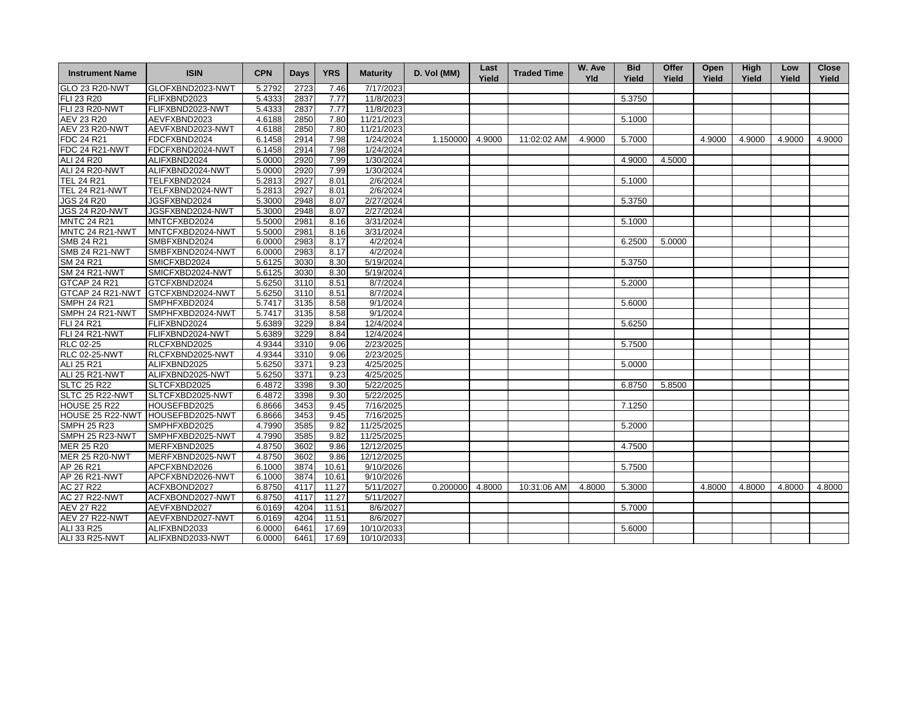| Instrument Name | ISIN | CPN | Days | YRS | Maturity | D. Vol (MM) | Last Yield | Traded Time | W. Ave Yld | Bid Yield | Offer Yield | Open Yield | High Yield | Low Yield | Close Yield |
|---|---|---|---|---|---|---|---|---|---|---|---|---|---|---|---|
| GLO 23 R20-NWT | GLOFXBND2023-NWT | 5.2792 | 2723 | 7.46 | 7/17/2023 | | | | | | | | | | |
| FLI 23 R20 | FLIFXBND2023 | 5.4333 | 2837 | 7.77 | 11/8/2023 | | | | | 5.3750 | | | | | |
| FLI 23 R20-NWT | FLIFXBND2023-NWT | 5.4333 | 2837 | 7.77 | 11/8/2023 | | | | | | | | | | |
| AEV 23 R20 | AEVFXBND2023 | 4.6188 | 2850 | 7.80 | 11/21/2023 | | | | | 5.1000 | | | | | |
| AEV 23 R20-NWT | AEVFXBND2023-NWT | 4.6188 | 2850 | 7.80 | 11/21/2023 | | | | | | | | | | |
| FDC 24 R21 | FDCFXBND2024 | 6.1458 | 2914 | 7.98 | 1/24/2024 | 1.150000 | 4.9000 | 11:02:02 AM | 4.9000 | 5.7000 | | 4.9000 | 4.9000 | 4.9000 | 4.9000 |
| FDC 24 R21-NWT | FDCFXBND2024-NWT | 6.1458 | 2914 | 7.98 | 1/24/2024 | | | | | | | | | | |
| ALI 24 R20 | ALIFXBND2024 | 5.0000 | 2920 | 7.99 | 1/30/2024 | | | | | 4.9000 | 4.5000 | | | | |
| ALI 24 R20-NWT | ALIFXBND2024-NWT | 5.0000 | 2920 | 7.99 | 1/30/2024 | | | | | | | | | | |
| TEL 24 R21 | TELFXBND2024 | 5.2813 | 2927 | 8.01 | 2/6/2024 | | | | | 5.1000 | | | | | |
| TEL 24 R21-NWT | TELFXBND2024-NWT | 5.2813 | 2927 | 8.01 | 2/6/2024 | | | | | | | | | | |
| JGS 24 R20 | JGSFXBND2024 | 5.3000 | 2948 | 8.07 | 2/27/2024 | | | | | 5.3750 | | | | | |
| JGS 24 R20-NWT | JGSFXBND2024-NWT | 5.3000 | 2948 | 8.07 | 2/27/2024 | | | | | | | | | | |
| MNTC 24 R21 | MNTCFXBD2024 | 5.5000 | 2981 | 8.16 | 3/31/2024 | | | | | 5.1000 | | | | | |
| MNTC 24 R21-NWT | MNTCFXBD2024-NWT | 5.5000 | 2981 | 8.16 | 3/31/2024 | | | | | | | | | | |
| SMB 24 R21 | SMBFXBND2024 | 6.0000 | 2983 | 8.17 | 4/2/2024 | | | | | 6.2500 | 5.0000 | | | | |
| SMB 24 R21-NWT | SMBFXBND2024-NWT | 6.0000 | 2983 | 8.17 | 4/2/2024 | | | | | | | | | | |
| SM 24 R21 | SMICFXBD2024 | 5.6125 | 3030 | 8.30 | 5/19/2024 | | | | | 5.3750 | | | | | |
| SM 24 R21-NWT | SMICFXBD2024-NWT | 5.6125 | 3030 | 8.30 | 5/19/2024 | | | | | | | | | | |
| GTCAP 24 R21 | GTCFXBND2024 | 5.6250 | 3110 | 8.51 | 8/7/2024 | | | | | 5.2000 | | | | | |
| GTCAP 24 R21-NWT | GTCFXBND2024-NWT | 5.6250 | 3110 | 8.51 | 8/7/2024 | | | | | | | | | | |
| SMPH 24 R21 | SMPHFXBD2024 | 5.7417 | 3135 | 8.58 | 9/1/2024 | | | | | 5.6000 | | | | | |
| SMPH 24 R21-NWT | SMPHFXBD2024-NWT | 5.7417 | 3135 | 8.58 | 9/1/2024 | | | | | | | | | | |
| FLI 24 R21 | FLIFXBND2024 | 5.6389 | 3229 | 8.84 | 12/4/2024 | | | | | 5.6250 | | | | | |
| FLI 24 R21-NWT | FLIFXBND2024-NWT | 5.6389 | 3229 | 8.84 | 12/4/2024 | | | | | | | | | | |
| RLC 02-25 | RLCFXBND2025 | 4.9344 | 3310 | 9.06 | 2/23/2025 | | | | | 5.7500 | | | | | |
| RLC 02-25-NWT | RLCFXBND2025-NWT | 4.9344 | 3310 | 9.06 | 2/23/2025 | | | | | | | | | | |
| ALI 25 R21 | ALIFXBND2025 | 5.6250 | 3371 | 9.23 | 4/25/2025 | | | | | 5.0000 | | | | | |
| ALI 25 R21-NWT | ALIFXBND2025-NWT | 5.6250 | 3371 | 9.23 | 4/25/2025 | | | | | | | | | | |
| SLTC 25 R22 | SLTCFXBD2025 | 6.4872 | 3398 | 9.30 | 5/22/2025 | | | | | 6.8750 | 5.8500 | | | | |
| SLTC 25 R22-NWT | SLTCFXBD2025-NWT | 6.4872 | 3398 | 9.30 | 5/22/2025 | | | | | | | | | | |
| HOUSE 25 R22 | HOUSEFBD2025 | 6.8666 | 3453 | 9.45 | 7/16/2025 | | | | | 7.1250 | | | | | |
| HOUSE 25 R22-NWT | HOUSEFBD2025-NWT | 6.8666 | 3453 | 9.45 | 7/16/2025 | | | | | | | | | | |
| SMPH 25 R23 | SMPHFXBD2025 | 4.7990 | 3585 | 9.82 | 11/25/2025 | | | | | 5.2000 | | | | | |
| SMPH 25 R23-NWT | SMPHFXBD2025-NWT | 4.7990 | 3585 | 9.82 | 11/25/2025 | | | | | | | | | | |
| MER 25 R20 | MERFXBND2025 | 4.8750 | 3602 | 9.86 | 12/12/2025 | | | | | 4.7500 | | | | | |
| MER 25 R20-NWT | MERFXBND2025-NWT | 4.8750 | 3602 | 9.86 | 12/12/2025 | | | | | | | | | | |
| AP 26 R21 | APCFXBND2026 | 6.1000 | 3874 | 10.61 | 9/10/2026 | | | | | 5.7500 | | | | | |
| AP 26 R21-NWT | APCFXBND2026-NWT | 6.1000 | 3874 | 10.61 | 9/10/2026 | | | | | | | | | | |
| AC 27 R22 | ACFXBOND2027 | 6.8750 | 4117 | 11.27 | 5/11/2027 | 0.200000 | 4.8000 | 10:31:06 AM | 4.8000 | 5.3000 | | 4.8000 | 4.8000 | 4.8000 | 4.8000 |
| AC 27 R22-NWT | ACFXBOND2027-NWT | 6.8750 | 4117 | 11.27 | 5/11/2027 | | | | | | | | | | |
| AEV 27 R22 | AEVFXBND2027 | 6.0169 | 4204 | 11.51 | 8/6/2027 | | | | | 5.7000 | | | | | |
| AEV 27 R22-NWT | AEVFXBND2027-NWT | 6.0169 | 4204 | 11.51 | 8/6/2027 | | | | | | | | | | |
| ALI 33 R25 | ALIFXBND2033 | 6.0000 | 6461 | 17.69 | 10/10/2033 | | | | | 5.6000 | | | | | |
| ALI 33 R25-NWT | ALIFXBND2033-NWT | 6.0000 | 6461 | 17.69 | 10/10/2033 | | | | | | | | | | |